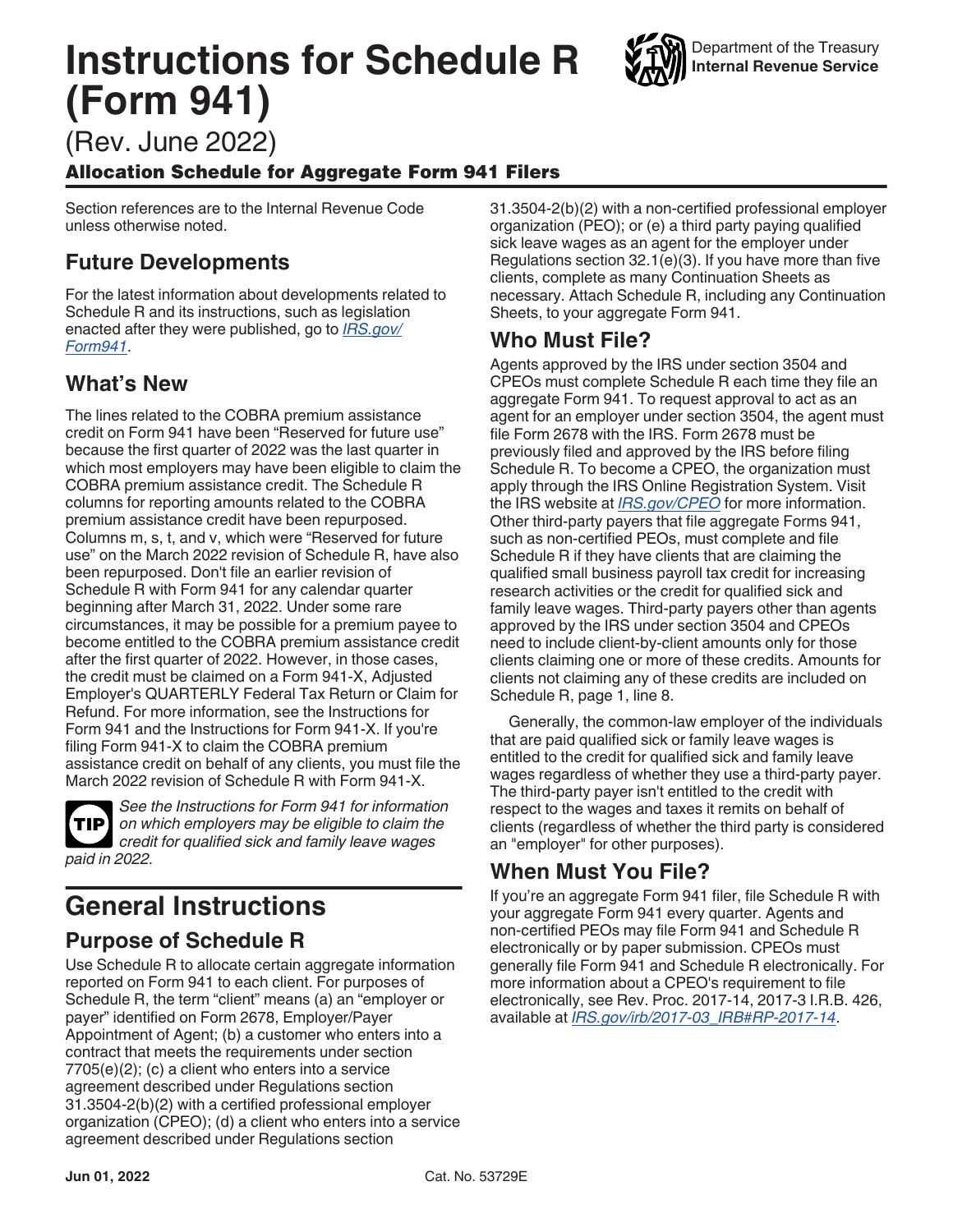# Instructions for Schedule R (Form 941)

Department of the Treasury
**Internal Revenue Service**

(Rev. June 2022)

**Allocation Schedule for Aggregate Form 941 Filers**

Section references are to the Internal Revenue Code unless otherwise noted.

## Future Developments

For the latest information about developments related to Schedule R and its instructions, such as legislation enacted after they were published, go to *IRS.gov/Form941*.

## What's New

The lines related to the COBRA premium assistance credit on Form 941 have been "Reserved for future use" because the first quarter of 2022 was the last quarter in which most employers may have been eligible to claim the COBRA premium assistance credit. The Schedule R columns for reporting amounts related to the COBRA premium assistance credit have been repurposed. Columns m, s, t, and v, which were "Reserved for future use" on the March 2022 revision of Schedule R, have also been repurposed. Don't file an earlier revision of Schedule R with Form 941 for any calendar quarter beginning after March 31, 2022. Under some rare circumstances, it may be possible for a premium payee to become entitled to the COBRA premium assistance credit after the first quarter of 2022. However, in those cases, the credit must be claimed on a Form 941-X, Adjusted Employer's QUARTERLY Federal Tax Return or Claim for Refund. For more information, see the Instructions for Form 941 and the Instructions for Form 941-X. If you're filing Form 941-X to claim the COBRA premium assistance credit on behalf of any clients, you must file the March 2022 revision of Schedule R with Form 941-X.

**TIP** *See the Instructions for Form 941 for information on which employers may be eligible to claim the credit for qualified sick and family leave wages paid in 2022.*

# General Instructions

## Purpose of Schedule R

Use Schedule R to allocate certain aggregate information reported on Form 941 to each client. For purposes of Schedule R, the term "client" means (a) an "employer or payer" identified on Form 2678, Employer/Payer Appointment of Agent; (b) a customer who enters into a contract that meets the requirements under section 7705(e)(2); (c) a client who enters into a service agreement described under Regulations section 31.3504-2(b)(2) with a certified professional employer organization (CPEO); (d) a client who enters into a service agreement described under Regulations section 31.3504-2(b)(2) with a non-certified professional employer organization (PEO); or (e) a third party paying qualified sick leave wages as an agent for the employer under Regulations section 32.1(e)(3). If you have more than five clients, complete as many Continuation Sheets as necessary. Attach Schedule R, including any Continuation Sheets, to your aggregate Form 941.

## Who Must File?

Agents approved by the IRS under section 3504 and CPEOs must complete Schedule R each time they file an aggregate Form 941. To request approval to act as an agent for an employer under section 3504, the agent must file Form 2678 with the IRS. Form 2678 must be previously filed and approved by the IRS before filing Schedule R. To become a CPEO, the organization must apply through the IRS Online Registration System. Visit the IRS website at *IRS.gov/CPEO* for more information. Other third-party payers that file aggregate Forms 941, such as non-certified PEOs, must complete and file Schedule R if they have clients that are claiming the qualified small business payroll tax credit for increasing research activities or the credit for qualified sick and family leave wages. Third-party payers other than agents approved by the IRS under section 3504 and CPEOs need to include client-by-client amounts only for those clients claiming one or more of these credits. Amounts for clients not claiming any of these credits are included on Schedule R, page 1, line 8.

Generally, the common-law employer of the individuals that are paid qualified sick or family leave wages is entitled to the credit for qualified sick and family leave wages regardless of whether they use a third-party payer. The third-party payer isn't entitled to the credit with respect to the wages and taxes it remits on behalf of clients (regardless of whether the third party is considered an "employer" for other purposes).

## When Must You File?

If you're an aggregate Form 941 filer, file Schedule R with your aggregate Form 941 every quarter. Agents and non-certified PEOs may file Form 941 and Schedule R electronically or by paper submission. CPEOs must generally file Form 941 and Schedule R electronically. For more information about a CPEO's requirement to file electronically, see Rev. Proc. 2017-14, 2017-3 I.R.B. 426, available at *IRS.gov/irb/2017-03_IRB#RP-2017-14*.

Jun 01, 2022 Cat. No. 53729E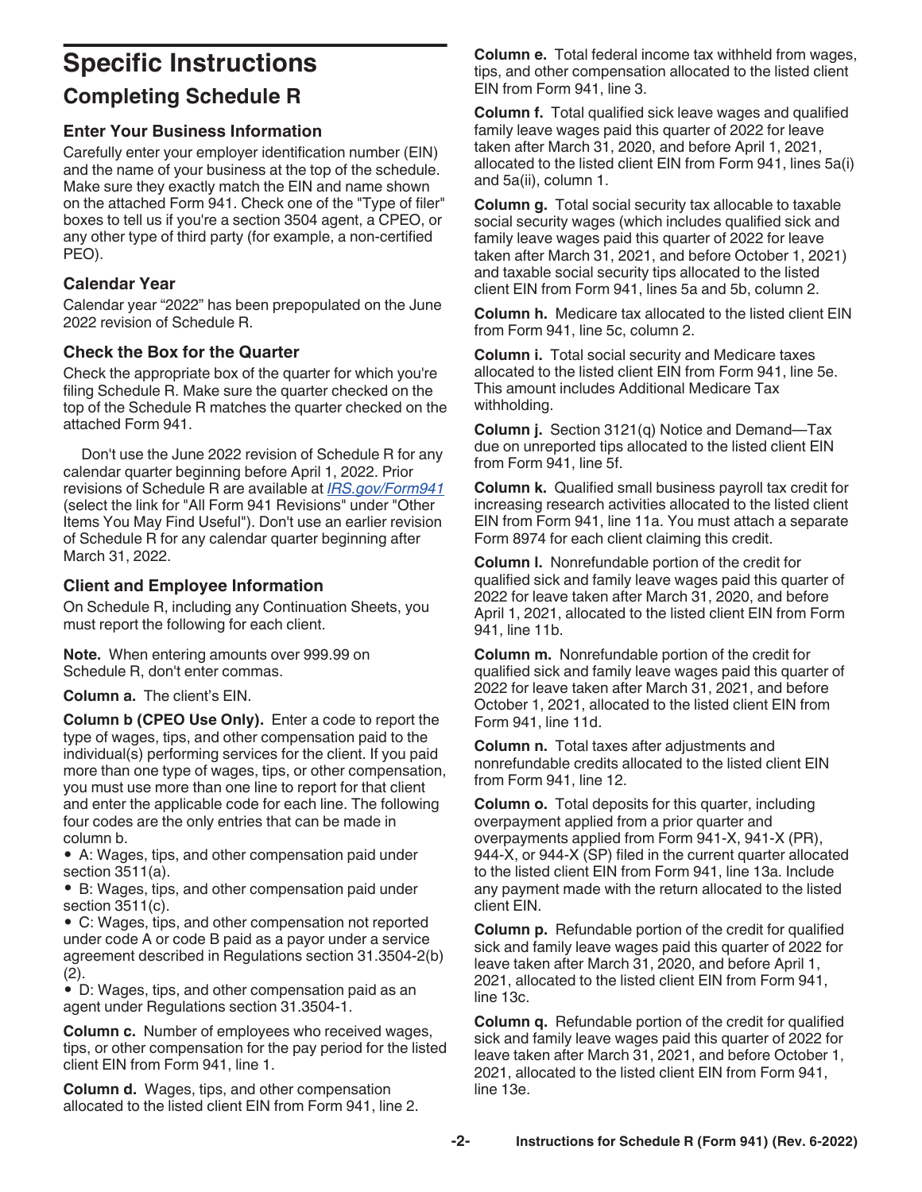# Specific Instructions

## Completing Schedule R

### Enter Your Business Information

Carefully enter your employer identification number (EIN) and the name of your business at the top of the schedule. Make sure they exactly match the EIN and name shown on the attached Form 941. Check one of the "Type of filer" boxes to tell us if you're a section 3504 agent, a CPEO, or any other type of third party (for example, a non-certified PEO).

### Calendar Year

Calendar year "2022" has been prepopulated on the June 2022 revision of Schedule R.

### Check the Box for the Quarter

Check the appropriate box of the quarter for which you're filing Schedule R. Make sure the quarter checked on the top of the Schedule R matches the quarter checked on the attached Form 941.

Don't use the June 2022 revision of Schedule R for any calendar quarter beginning before April 1, 2022. Prior revisions of Schedule R are available at *IRS.gov/Form941* (select the link for "All Form 941 Revisions" under "Other Items You May Find Useful"). Don't use an earlier revision of Schedule R for any calendar quarter beginning after March 31, 2022.

### Client and Employee Information

On Schedule R, including any Continuation Sheets, you must report the following for each client.

**Note.** When entering amounts over 999.99 on Schedule R, don't enter commas.

**Column a.** The client's EIN.

**Column b (CPEO Use Only).** Enter a code to report the type of wages, tips, and other compensation paid to the individual(s) performing services for the client. If you paid more than one type of wages, tips, or other compensation, you must use more than one line to report for that client and enter the applicable code for each line. The following four codes are the only entries that can be made in column b.

- A: Wages, tips, and other compensation paid under section 3511(a).
- B: Wages, tips, and other compensation paid under section 3511(c).
- C: Wages, tips, and other compensation not reported under code A or code B paid as a payor under a service agreement described in Regulations section 31.3504-2(b)(2).
- D: Wages, tips, and other compensation paid as an agent under Regulations section 31.3504-1.

**Column c.** Number of employees who received wages, tips, or other compensation for the pay period for the listed client EIN from Form 941, line 1.

**Column d.** Wages, tips, and other compensation allocated to the listed client EIN from Form 941, line 2.

**Column e.** Total federal income tax withheld from wages, tips, and other compensation allocated to the listed client EIN from Form 941, line 3.

**Column f.** Total qualified sick leave wages and qualified family leave wages paid this quarter of 2022 for leave taken after March 31, 2020, and before April 1, 2021, allocated to the listed client EIN from Form 941, lines 5a(i) and 5a(ii), column 1.

**Column g.** Total social security tax allocable to taxable social security wages (which includes qualified sick and family leave wages paid this quarter of 2022 for leave taken after March 31, 2021, and before October 1, 2021) and taxable social security tips allocated to the listed client EIN from Form 941, lines 5a and 5b, column 2.

**Column h.** Medicare tax allocated to the listed client EIN from Form 941, line 5c, column 2.

**Column i.** Total social security and Medicare taxes allocated to the listed client EIN from Form 941, line 5e. This amount includes Additional Medicare Tax withholding.

**Column j.** Section 3121(q) Notice and Demand—Tax due on unreported tips allocated to the listed client EIN from Form 941, line 5f.

**Column k.** Qualified small business payroll tax credit for increasing research activities allocated to the listed client EIN from Form 941, line 11a. You must attach a separate Form 8974 for each client claiming this credit.

**Column l.** Nonrefundable portion of the credit for qualified sick and family leave wages paid this quarter of 2022 for leave taken after March 31, 2020, and before April 1, 2021, allocated to the listed client EIN from Form 941, line 11b.

**Column m.** Nonrefundable portion of the credit for qualified sick and family leave wages paid this quarter of 2022 for leave taken after March 31, 2021, and before October 1, 2021, allocated to the listed client EIN from Form 941, line 11d.

**Column n.** Total taxes after adjustments and nonrefundable credits allocated to the listed client EIN from Form 941, line 12.

**Column o.** Total deposits for this quarter, including overpayment applied from a prior quarter and overpayments applied from Form 941-X, 941-X (PR), 944-X, or 944-X (SP) filed in the current quarter allocated to the listed client EIN from Form 941, line 13a. Include any payment made with the return allocated to the listed client EIN.

**Column p.** Refundable portion of the credit for qualified sick and family leave wages paid this quarter of 2022 for leave taken after March 31, 2020, and before April 1, 2021, allocated to the listed client EIN from Form 941, line 13c.

**Column q.** Refundable portion of the credit for qualified sick and family leave wages paid this quarter of 2022 for leave taken after March 31, 2021, and before October 1, 2021, allocated to the listed client EIN from Form 941, line 13e.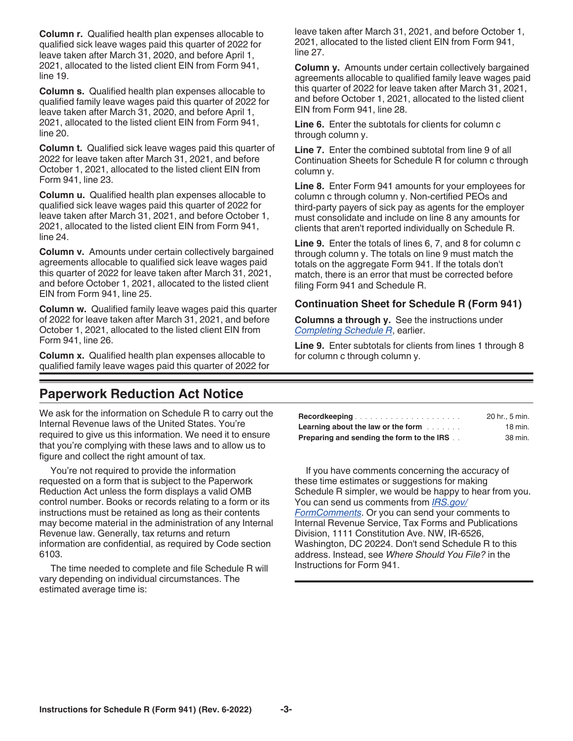**Column r.** Qualified health plan expenses allocable to qualified sick leave wages paid this quarter of 2022 for leave taken after March 31, 2020, and before April 1, 2021, allocated to the listed client EIN from Form 941, line 19.

**Column s.** Qualified health plan expenses allocable to qualified family leave wages paid this quarter of 2022 for leave taken after March 31, 2020, and before April 1, 2021, allocated to the listed client EIN from Form 941, line 20.

**Column t.** Qualified sick leave wages paid this quarter of 2022 for leave taken after March 31, 2021, and before October 1, 2021, allocated to the listed client EIN from Form 941, line 23.

**Column u.** Qualified health plan expenses allocable to qualified sick leave wages paid this quarter of 2022 for leave taken after March 31, 2021, and before October 1, 2021, allocated to the listed client EIN from Form 941, line 24.

**Column v.** Amounts under certain collectively bargained agreements allocable to qualified sick leave wages paid this quarter of 2022 for leave taken after March 31, 2021, and before October 1, 2021, allocated to the listed client EIN from Form 941, line 25.

**Column w.** Qualified family leave wages paid this quarter of 2022 for leave taken after March 31, 2021, and before October 1, 2021, allocated to the listed client EIN from Form 941, line 26.

**Column x.** Qualified health plan expenses allocable to qualified family leave wages paid this quarter of 2022 for leave taken after March 31, 2021, and before October 1, 2021, allocated to the listed client EIN from Form 941, line 27.

**Column y.** Amounts under certain collectively bargained agreements allocable to qualified family leave wages paid this quarter of 2022 for leave taken after March 31, 2021, and before October 1, 2021, allocated to the listed client EIN from Form 941, line 28.

**Line 6.** Enter the subtotals for clients for column c through column y.

**Line 7.** Enter the combined subtotal from line 9 of all Continuation Sheets for Schedule R for column c through column y.

**Line 8.** Enter Form 941 amounts for your employees for column c through column y. Non-certified PEOs and third-party payers of sick pay as agents for the employer must consolidate and include on line 8 any amounts for clients that aren't reported individually on Schedule R.

**Line 9.** Enter the totals of lines 6, 7, and 8 for column c through column y. The totals on line 9 must match the totals on the aggregate Form 941. If the totals don't match, there is an error that must be corrected before filing Form 941 and Schedule R.

### Continuation Sheet for Schedule R (Form 941)

**Columns a through y.** See the instructions under *Completing Schedule R*, earlier.

**Line 9.** Enter subtotals for clients from lines 1 through 8 for column c through column y.

## Paperwork Reduction Act Notice

We ask for the information on Schedule R to carry out the Internal Revenue laws of the United States. You're required to give us this information. We need it to ensure that you're complying with these laws and to allow us to figure and collect the right amount of tax.

You're not required to provide the information requested on a form that is subject to the Paperwork Reduction Act unless the form displays a valid OMB control number. Books or records relating to a form or its instructions must be retained as long as their contents may become material in the administration of any Internal Revenue law. Generally, tax returns and return information are confidential, as required by Code section 6103.

The time needed to complete and file Schedule R will vary depending on individual circumstances. The estimated average time is:

| | |
|---|---|
| **Recordkeeping** | 20 hr., 5 min. |
| **Learning about the law or the form** | 18 min. |
| **Preparing and sending the form to the IRS** | 38 min. |

If you have comments concerning the accuracy of these time estimates or suggestions for making Schedule R simpler, we would be happy to hear from you. You can send us comments from *IRS.gov/FormComments*. Or you can send your comments to Internal Revenue Service, Tax Forms and Publications Division, 1111 Constitution Ave. NW, IR-6526, Washington, DC 20224. Don't send Schedule R to this address. Instead, see *Where Should You File?* in the Instructions for Form 941.